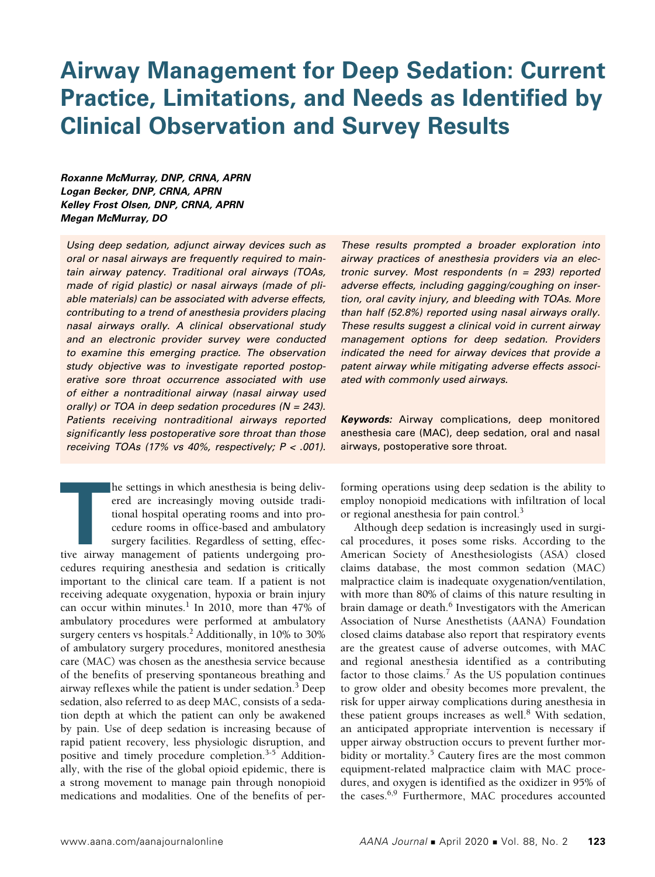# Airway Management for Deep Sedation: Current Practice, Limitations, and Needs as Identified by Clinical Observation and Survey Results

***Roxanne McMurray, DNP, CRNA, APRN***
***Logan Becker, DNP, CRNA, APRN***
***Kelley Frost Olsen, DNP, CRNA, APRN***
***Megan McMurray, DO***

*Using deep sedation, adjunct airway devices such as oral or nasal airways are frequently required to maintain airway patency. Traditional oral airways (TOAs, made of rigid plastic) or nasal airways (made of pliable materials) can be associated with adverse effects, contributing to a trend of anesthesia providers placing nasal airways orally. A clinical observational study and an electronic provider survey were conducted to examine this emerging practice. The observation study objective was to investigate reported postoperative sore throat occurrence associated with use of either a nontraditional airway (nasal airway used orally) or TOA in deep sedation procedures (N = 243). Patients receiving nontraditional airways reported significantly less postoperative sore throat than those receiving TOAs (17% vs 40%, respectively; P < .001). These results prompted a broader exploration into airway practices of anesthesia providers via an electronic survey. Most respondents (n = 293) reported adverse effects, including gagging/coughing on insertion, oral cavity injury, and bleeding with TOAs. More than half (52.8%) reported using nasal airways orally. These results suggest a clinical void in current airway management options for deep sedation. Providers indicated the need for airway devices that provide a patent airway while mitigating adverse effects associated with commonly used airways.*

***Keywords:*** Airway complications, deep monitored anesthesia care (MAC), deep sedation, oral and nasal airways, postoperative sore throat.

The settings in which anesthesia is being delivered are increasingly moving outside traditional hospital operating rooms and into procedure rooms in office-based and ambulatory surgery facilities. Regardless of setting, effective airway management of patients undergoing procedures requiring anesthesia and sedation is critically important to the clinical care team. If a patient is not receiving adequate oxygenation, hypoxia or brain injury can occur within minutes.[1] In 2010, more than 47% of ambulatory procedures were performed at ambulatory surgery centers vs hospitals.[2] Additionally, in 10% to 30% of ambulatory surgery procedures, monitored anesthesia care (MAC) was chosen as the anesthesia service because of the benefits of preserving spontaneous breathing and airway reflexes while the patient is under sedation.[3] Deep sedation, also referred to as deep MAC, consists of a sedation depth at which the patient can only be awakened by pain. Use of deep sedation is increasing because of rapid patient recovery, less physiologic disruption, and positive and timely procedure completion.[3-5] Additionally, with the rise of the global opioid epidemic, there is a strong movement to manage pain through nonopioid medications and modalities. One of the benefits of performing operations using deep sedation is the ability to employ nonopioid medications with infiltration of local or regional anesthesia for pain control.[3]

Although deep sedation is increasingly used in surgical procedures, it poses some risks. According to the American Society of Anesthesiologists (ASA) closed claims database, the most common sedation (MAC) malpractice claim is inadequate oxygenation/ventilation, with more than 80% of claims of this nature resulting in brain damage or death.[6] Investigators with the American Association of Nurse Anesthetists (AANA) Foundation closed claims database also report that respiratory events are the greatest cause of adverse outcomes, with MAC and regional anesthesia identified as a contributing factor to those claims.[7] As the US population continues to grow older and obesity becomes more prevalent, the risk for upper airway complications during anesthesia in these patient groups increases as well.[8] With sedation, an anticipated appropriate intervention is necessary if upper airway obstruction occurs to prevent further morbidity or mortality.[5] Cautery fires are the most common equipment-related malpractice claim with MAC procedures, and oxygen is identified as the oxidizer in 95% of the cases.[6,9] Furthermore, MAC procedures accounted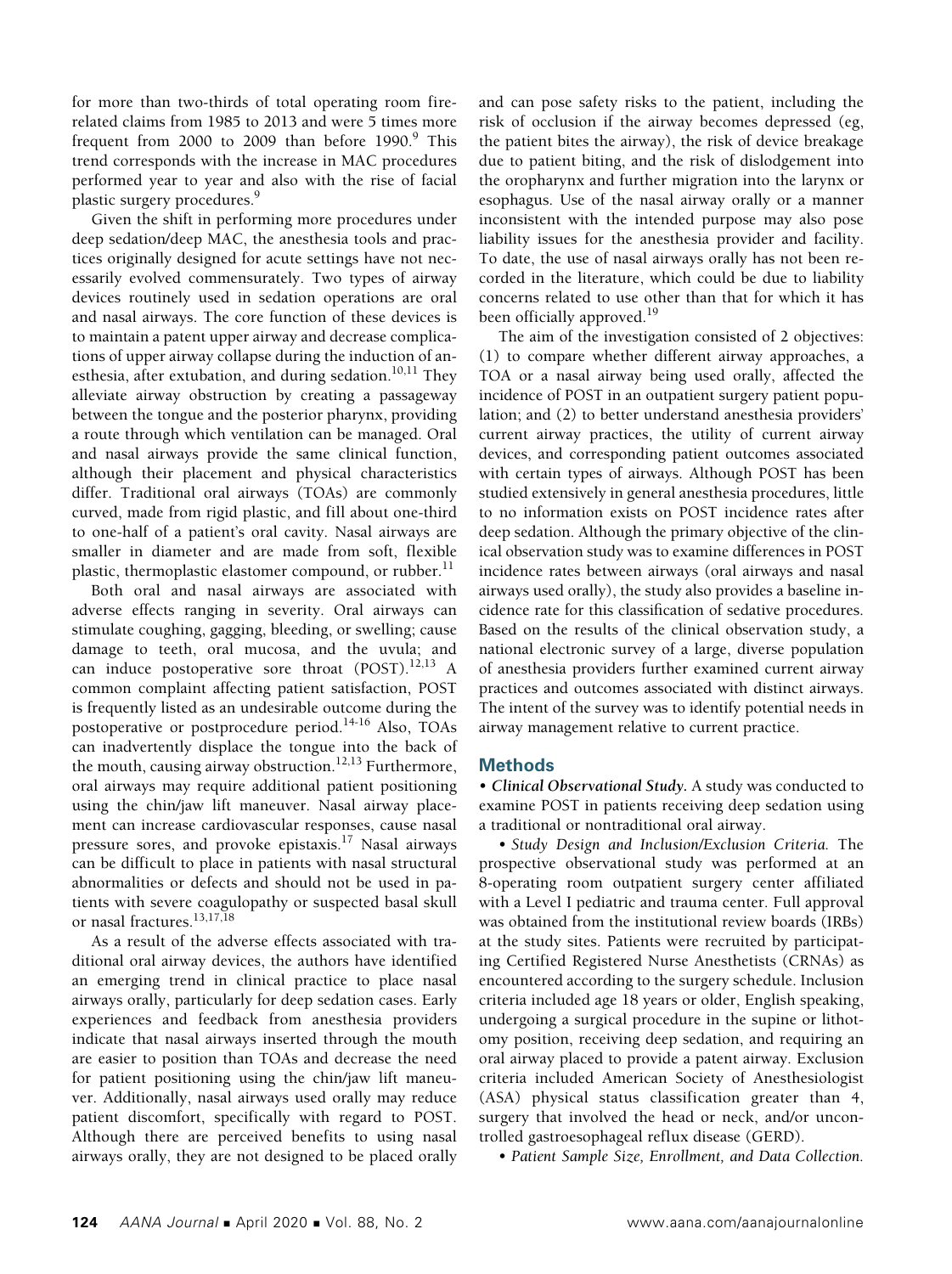for more than two-thirds of total operating room fire-related claims from 1985 to 2013 and were 5 times more frequent from 2000 to 2009 than before 1990.[9] This trend corresponds with the increase in MAC procedures performed year to year and also with the rise of facial plastic surgery procedures.[9]

Given the shift in performing more procedures under deep sedation/deep MAC, the anesthesia tools and practices originally designed for acute settings have not necessarily evolved commensurately. Two types of airway devices routinely used in sedation operations are oral and nasal airways. The core function of these devices is to maintain a patent upper airway and decrease complications of upper airway collapse during the induction of anesthesia, after extubation, and during sedation.[10,11] They alleviate airway obstruction by creating a passageway between the tongue and the posterior pharynx, providing a route through which ventilation can be managed. Oral and nasal airways provide the same clinical function, although their placement and physical characteristics differ. Traditional oral airways (TOAs) are commonly curved, made from rigid plastic, and fill about one-third to one-half of a patient's oral cavity. Nasal airways are smaller in diameter and are made from soft, flexible plastic, thermoplastic elastomer compound, or rubber.[11]

Both oral and nasal airways are associated with adverse effects ranging in severity. Oral airways can stimulate coughing, gagging, bleeding, or swelling; cause damage to teeth, oral mucosa, and the uvula; and can induce postoperative sore throat (POST).[12,13] A common complaint affecting patient satisfaction, POST is frequently listed as an undesirable outcome during the postoperative or postprocedure period.[14-16] Also, TOAs can inadvertently displace the tongue into the back of the mouth, causing airway obstruction.[12,13] Furthermore, oral airways may require additional patient positioning using the chin/jaw lift maneuver. Nasal airway placement can increase cardiovascular responses, cause nasal pressure sores, and provoke epistaxis.[17] Nasal airways can be difficult to place in patients with nasal structural abnormalities or defects and should not be used in patients with severe coagulopathy or suspected basal skull or nasal fractures.[13,17,18]

As a result of the adverse effects associated with traditional oral airway devices, the authors have identified an emerging trend in clinical practice to place nasal airways orally, particularly for deep sedation cases. Early experiences and feedback from anesthesia providers indicate that nasal airways inserted through the mouth are easier to position than TOAs and decrease the need for patient positioning using the chin/jaw lift maneuver. Additionally, nasal airways used orally may reduce patient discomfort, specifically with regard to POST. Although there are perceived benefits to using nasal airways orally, they are not designed to be placed orally and can pose safety risks to the patient, including the risk of occlusion if the airway becomes depressed (eg, the patient bites the airway), the risk of device breakage due to patient biting, and the risk of dislodgement into the oropharynx and further migration into the larynx or esophagus. Use of the nasal airway orally or a manner inconsistent with the intended purpose may also pose liability issues for the anesthesia provider and facility. To date, the use of nasal airways orally has not been recorded in the literature, which could be due to liability concerns related to use other than that for which it has been officially approved.[19]

The aim of the investigation consisted of 2 objectives: (1) to compare whether different airway approaches, a TOA or a nasal airway being used orally, affected the incidence of POST in an outpatient surgery patient population; and (2) to better understand anesthesia providers' current airway practices, the utility of current airway devices, and corresponding patient outcomes associated with certain types of airways. Although POST has been studied extensively in general anesthesia procedures, little to no information exists on POST incidence rates after deep sedation. Although the primary objective of the clinical observation study was to examine differences in POST incidence rates between airways (oral airways and nasal airways used orally), the study also provides a baseline incidence rate for this classification of sedative procedures. Based on the results of the clinical observation study, a national electronic survey of a large, diverse population of anesthesia providers further examined current airway practices and outcomes associated with distinct airways. The intent of the survey was to identify potential needs in airway management relative to current practice.

## Methods

• ***Clinical Observational Study.*** A study was conducted to examine POST in patients receiving deep sedation using a traditional or nontraditional oral airway.

• *Study Design and Inclusion/Exclusion Criteria.* The prospective observational study was performed at an 8-operating room outpatient surgery center affiliated with a Level I pediatric and trauma center. Full approval was obtained from the institutional review boards (IRBs) at the study sites. Patients were recruited by participating Certified Registered Nurse Anesthetists (CRNAs) as encountered according to the surgery schedule. Inclusion criteria included age 18 years or older, English speaking, undergoing a surgical procedure in the supine or lithotomy position, receiving deep sedation, and requiring an oral airway placed to provide a patent airway. Exclusion criteria included American Society of Anesthesiologist (ASA) physical status classification greater than 4, surgery that involved the head or neck, and/or uncontrolled gastroesophageal reflux disease (GERD).

• *Patient Sample Size, Enrollment, and Data Collection.*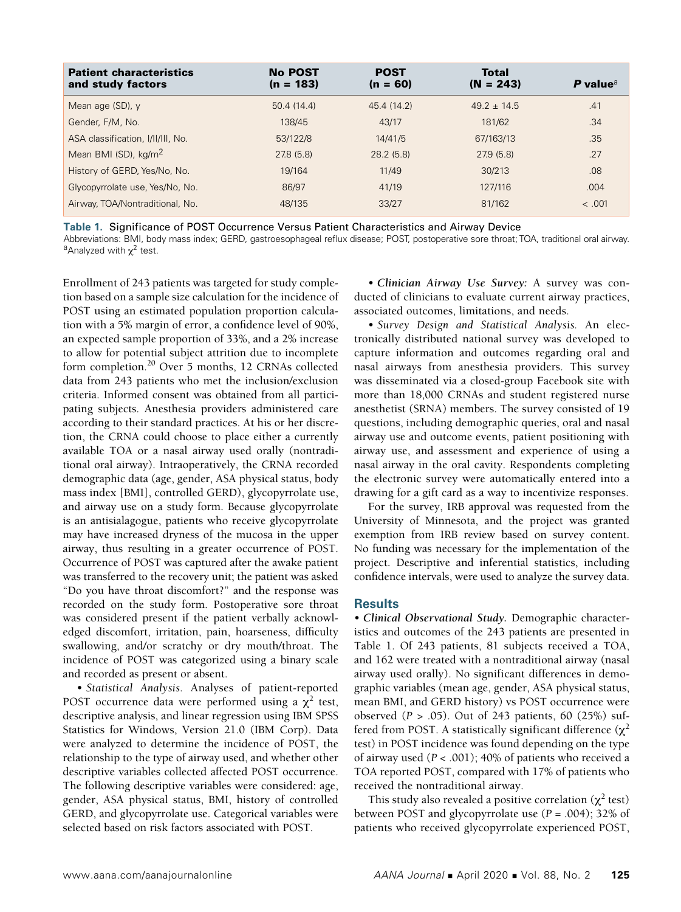| Patient characteristics and study factors | No POST (n = 183) | POST (n = 60) | Total (N = 243) | *P* value[a] |
|---|---|---|---|---|
| Mean age (SD), y | 50.4 (14.4) | 45.4 (14.2) | 49.2 ± 14.5 | .41 |
| Gender, F/M, No. | 138/45 | 43/17 | 181/62 | .34 |
| ASA classification, I/II/III, No. | 53/122/8 | 14/41/5 | 67/163/13 | .35 |
| Mean BMI (SD), kg/m$^2$ | 27.8 (5.8) | 28.2 (5.8) | 27.9 (5.8) | .27 |
| History of GERD, Yes/No, No. | 19/164 | 11/49 | 30/213 | .08 |
| Glycopyrrolate use, Yes/No, No. | 86/97 | 41/19 | 127/116 | .004 |
| Airway, TOA/Nontraditional, No. | 48/135 | 33/27 | 81/162 | < .001 |

**Table 1.** Significance of POST Occurrence Versus Patient Characteristics and Airway Device

Abbreviations: BMI, body mass index; GERD, gastroesophageal reflux disease; POST, postoperative sore throat; TOA, traditional oral airway.
[a]Analyzed with $\chi^2$ test.

Enrollment of 243 patients was targeted for study completion based on a sample size calculation for the incidence of POST using an estimated population proportion calculation with a 5% margin of error, a confidence level of 90%, an expected sample proportion of 33%, and a 2% increase to allow for potential subject attrition due to incomplete form completion.[20] Over 5 months, 12 CRNAs collected data from 243 patients who met the inclusion/exclusion criteria. Informed consent was obtained from all participating subjects. Anesthesia providers administered care according to their standard practices. At his or her discretion, the CRNA could choose to place either a currently available TOA or a nasal airway used orally (nontraditional oral airway). Intraoperatively, the CRNA recorded demographic data (age, gender, ASA physical status, body mass index [BMI], controlled GERD), glycopyrrolate use, and airway use on a study form. Because glycopyrrolate is an antisialagogue, patients who receive glycopyrrolate may have increased dryness of the mucosa in the upper airway, thus resulting in a greater occurrence of POST. Occurrence of POST was captured after the awake patient was transferred to the recovery unit; the patient was asked "Do you have throat discomfort?" and the response was recorded on the study form. Postoperative sore throat was considered present if the patient verbally acknowledged discomfort, irritation, pain, hoarseness, difficulty swallowing, and/or scratchy or dry mouth/throat. The incidence of POST was categorized using a binary scale and recorded as present or absent.

• *Statistical Analysis.* Analyses of patient-reported POST occurrence data were performed using a $\chi^2$ test, descriptive analysis, and linear regression using IBM SPSS Statistics for Windows, Version 21.0 (IBM Corp). Data were analyzed to determine the incidence of POST, the relationship to the type of airway used, and whether other descriptive variables collected affected POST occurrence. The following descriptive variables were considered: age, gender, ASA physical status, BMI, history of controlled GERD, and glycopyrrolate use. Categorical variables were selected based on risk factors associated with POST.

• ***Clinician Airway Use Survey:*** A survey was conducted of clinicians to evaluate current airway practices, associated outcomes, limitations, and needs.

• *Survey Design and Statistical Analysis.* An electronically distributed national survey was developed to capture information and outcomes regarding oral and nasal airways from anesthesia providers. This survey was disseminated via a closed-group Facebook site with more than 18,000 CRNAs and student registered nurse anesthetist (SRNA) members. The survey consisted of 19 questions, including demographic queries, oral and nasal airway use and outcome events, patient positioning with airway use, and assessment and experience of using a nasal airway in the oral cavity. Respondents completing the electronic survey were automatically entered into a drawing for a gift card as a way to incentivize responses.

For the survey, IRB approval was requested from the University of Minnesota, and the project was granted exemption from IRB review based on survey content. No funding was necessary for the implementation of the project. Descriptive and inferential statistics, including confidence intervals, were used to analyze the survey data.

## Results

• ***Clinical Observational Study.*** Demographic characteristics and outcomes of the 243 patients are presented in Table 1. Of 243 patients, 81 subjects received a TOA, and 162 were treated with a nontraditional airway (nasal airway used orally). No significant differences in demographic variables (mean age, gender, ASA physical status, mean BMI, and GERD history) vs POST occurrence were observed ($P > .05$). Out of 243 patients, 60 (25%) suffered from POST. A statistically significant difference ($\chi^2$ test) in POST incidence was found depending on the type of airway used ($P < .001$); 40% of patients who received a TOA reported POST, compared with 17% of patients who received the nontraditional airway.

This study also revealed a positive correlation ($\chi^2$ test) between POST and glycopyrrolate use ($P = .004$); 32% of patients who received glycopyrrolate experienced POST,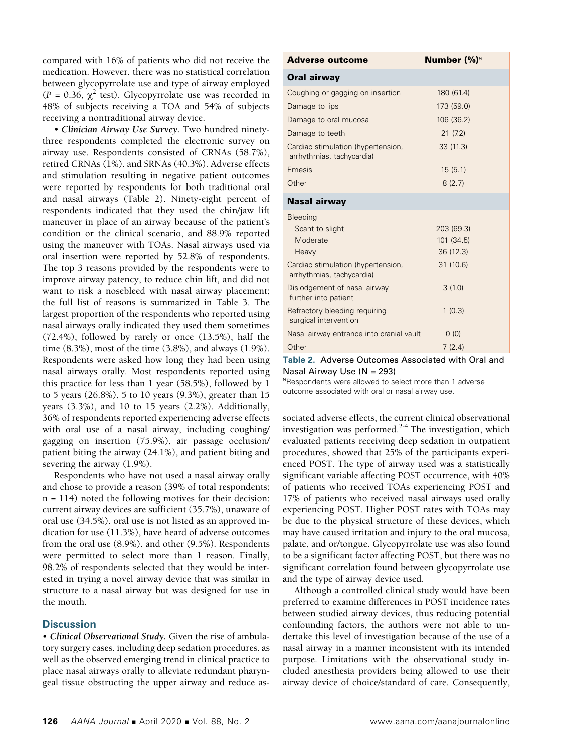compared with 16% of patients who did not receive the medication. However, there was no statistical correlation between glycopyrrolate use and type of airway employed ($P = 0.36$, $\chi^2$ test). Glycopyrrolate use was recorded in 48% of subjects receiving a TOA and 54% of subjects receiving a nontraditional airway device.

• ***Clinician Airway Use Survey.*** Two hundred ninety-three respondents completed the electronic survey on airway use. Respondents consisted of CRNAs (58.7%), retired CRNAs (1%), and SRNAs (40.3%). Adverse effects and stimulation resulting in negative patient outcomes were reported by respondents for both traditional oral and nasal airways (Table 2). Ninety-eight percent of respondents indicated that they used the chin/jaw lift maneuver in place of an airway because of the patient's condition or the clinical scenario, and 88.9% reported using the maneuver with TOAs. Nasal airways used via oral insertion were reported by 52.8% of respondents. The top 3 reasons provided by the respondents were to improve airway patency, to reduce chin lift, and did not want to risk a nosebleed with nasal airway placement; the full list of reasons is summarized in Table 3. The largest proportion of the respondents who reported using nasal airways orally indicated they used them sometimes (72.4%), followed by rarely or once (13.5%), half the time (8.3%), most of the time (3.8%), and always (1.9%). Respondents were asked how long they had been using nasal airways orally. Most respondents reported using this practice for less than 1 year (58.5%), followed by 1 to 5 years (26.8%), 5 to 10 years (9.3%), greater than 15 years (3.3%), and 10 to 15 years (2.2%). Additionally, 36% of respondents reported experiencing adverse effects with oral use of a nasal airway, including coughing/gagging on insertion (75.9%), air passage occlusion/patient biting the airway (24.1%), and patient biting and severing the airway (1.9%).

Respondents who have not used a nasal airway orally and chose to provide a reason (39% of total respondents; n = 114) noted the following motives for their decision: current airway devices are sufficient (35.7%), unaware of oral use (34.5%), oral use is not listed as an approved indication for use (11.3%), have heard of adverse outcomes from the oral use (8.9%), and other (9.5%). Respondents were permitted to select more than 1 reason. Finally, 98.2% of respondents selected that they would be interested in trying a novel airway device that was similar in structure to a nasal airway but was designed for use in the mouth.

| Adverse outcome | Number (%)[a] |
|---|---|
| **Oral airway** | |
| Coughing or gagging on insertion | 180 (61.4) |
| Damage to lips | 173 (59.0) |
| Damage to oral mucosa | 106 (36.2) |
| Damage to teeth | 21 (7.2) |
| Cardiac stimulation (hypertension, arrhythmias, tachycardia) | 33 (11.3) |
| Emesis | 15 (5.1) |
| Other | 8 (2.7) |
| **Nasal airway** | |
| Bleeding | |
| Scant to slight | 203 (69.3) |
| Moderate | 101 (34.5) |
| Heavy | 36 (12.3) |
| Cardiac stimulation (hypertension, arrhythmias, tachycardia) | 31 (10.6) |
| Dislodgement of nasal airway further into patient | 3 (1.0) |
| Refractory bleeding requiring surgical intervention | 1 (0.3) |
| Nasal airway entrance into cranial vault | 0 (0) |
| Other | 7 (2.4) |

**Table 2.** Adverse Outcomes Associated with Oral and Nasal Airway Use (N = 293)

[a]Respondents were allowed to select more than 1 adverse outcome associated with oral or nasal airway use.

## Discussion

• ***Clinical Observational Study.*** Given the rise of ambulatory surgery cases, including deep sedation procedures, as well as the observed emerging trend in clinical practice to place nasal airways orally to alleviate redundant pharyngeal tissue obstructing the upper airway and reduce associated adverse effects, the current clinical observational investigation was performed.[2-4] The investigation, which evaluated patients receiving deep sedation in outpatient procedures, showed that 25% of the participants experienced POST. The type of airway used was a statistically significant variable affecting POST occurrence, with 40% of patients who received TOAs experiencing POST and 17% of patients who received nasal airways used orally experiencing POST. Higher POST rates with TOAs may be due to the physical structure of these devices, which may have caused irritation and injury to the oral mucosa, palate, and or/tongue. Glycopyrrolate use was also found to be a significant factor affecting POST, but there was no significant correlation found between glycopyrrolate use and the type of airway device used.

Although a controlled clinical study would have been preferred to examine differences in POST incidence rates between studied airway devices, thus reducing potential confounding factors, the authors were not able to undertake this level of investigation because of the use of a nasal airway in a manner inconsistent with its intended purpose. Limitations with the observational study included anesthesia providers being allowed to use their airway device of choice/standard of care. Consequently,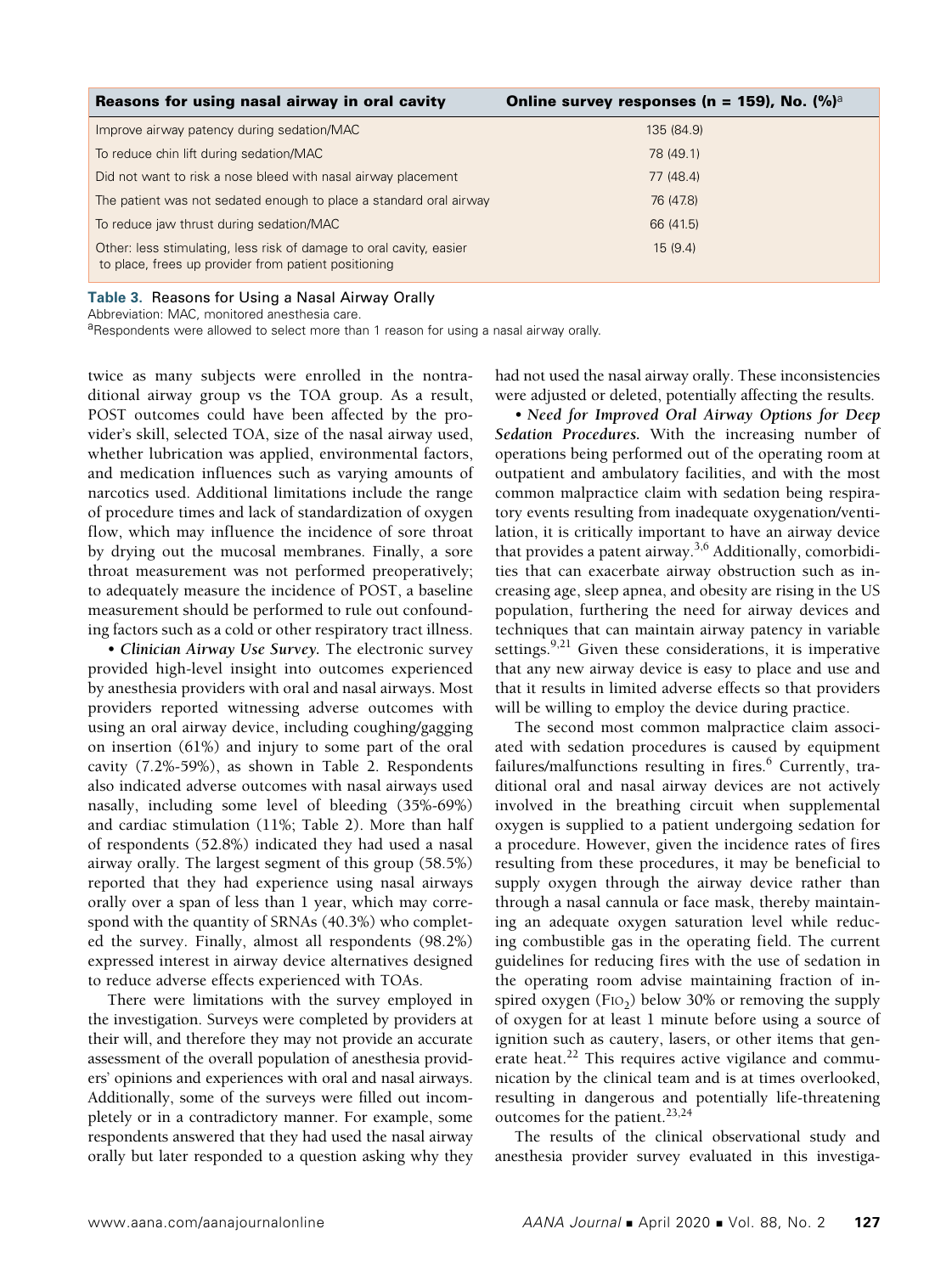| Reasons for using nasal airway in oral cavity | Online survey responses (n = 159), No. (%)[a] |
|---|---|
| Improve airway patency during sedation/MAC | 135 (84.9) |
| To reduce chin lift during sedation/MAC | 78 (49.1) |
| Did not want to risk a nose bleed with nasal airway placement | 77 (48.4) |
| The patient was not sedated enough to place a standard oral airway | 76 (47.8) |
| To reduce jaw thrust during sedation/MAC | 66 (41.5) |
| Other: less stimulating, less risk of damage to oral cavity, easier to place, frees up provider from patient positioning | 15 (9.4) |

**Table 3.** Reasons for Using a Nasal Airway Orally

Abbreviation: MAC, monitored anesthesia care.

[a]Respondents were allowed to select more than 1 reason for using a nasal airway orally.

twice as many subjects were enrolled in the nontraditional airway group vs the TOA group. As a result, POST outcomes could have been affected by the provider's skill, selected TOA, size of the nasal airway used, whether lubrication was applied, environmental factors, and medication influences such as varying amounts of narcotics used. Additional limitations include the range of procedure times and lack of standardization of oxygen flow, which may influence the incidence of sore throat by drying out the mucosal membranes. Finally, a sore throat measurement was not performed preoperatively; to adequately measure the incidence of POST, a baseline measurement should be performed to rule out confounding factors such as a cold or other respiratory tract illness.

• ***Clinician Airway Use Survey.*** The electronic survey provided high-level insight into outcomes experienced by anesthesia providers with oral and nasal airways. Most providers reported witnessing adverse outcomes with using an oral airway device, including coughing/gagging on insertion (61%) and injury to some part of the oral cavity (7.2%-59%), as shown in Table 2. Respondents also indicated adverse outcomes with nasal airways used nasally, including some level of bleeding (35%-69%) and cardiac stimulation (11%; Table 2). More than half of respondents (52.8%) indicated they had used a nasal airway orally. The largest segment of this group (58.5%) reported that they had experience using nasal airways orally over a span of less than 1 year, which may correspond with the quantity of SRNAs (40.3%) who completed the survey. Finally, almost all respondents (98.2%) expressed interest in airway device alternatives designed to reduce adverse effects experienced with TOAs.

There were limitations with the survey employed in the investigation. Surveys were completed by providers at their will, and therefore they may not provide an accurate assessment of the overall population of anesthesia providers' opinions and experiences with oral and nasal airways. Additionally, some of the surveys were filled out incompletely or in a contradictory manner. For example, some respondents answered that they had used the nasal airway orally but later responded to a question asking why they had not used the nasal airway orally. These inconsistencies were adjusted or deleted, potentially affecting the results.

• ***Need for Improved Oral Airway Options for Deep Sedation Procedures.*** With the increasing number of operations being performed out of the operating room at outpatient and ambulatory facilities, and with the most common malpractice claim with sedation being respiratory events resulting from inadequate oxygenation/ventilation, it is critically important to have an airway device that provides a patent airway.[3,6] Additionally, comorbidities that can exacerbate airway obstruction such as increasing age, sleep apnea, and obesity are rising in the US population, furthering the need for airway devices and techniques that can maintain airway patency in variable settings.[9,21] Given these considerations, it is imperative that any new airway device is easy to place and use and that it results in limited adverse effects so that providers will be willing to employ the device during practice.

The second most common malpractice claim associated with sedation procedures is caused by equipment failures/malfunctions resulting in fires.[6] Currently, traditional oral and nasal airway devices are not actively involved in the breathing circuit when supplemental oxygen is supplied to a patient undergoing sedation for a procedure. However, given the incidence rates of fires resulting from these procedures, it may be beneficial to supply oxygen through the airway device rather than through a nasal cannula or face mask, thereby maintaining an adequate oxygen saturation level while reducing combustible gas in the operating field. The current guidelines for reducing fires with the use of sedation in the operating room advise maintaining fraction of inspired oxygen ($FIO_2$) below 30% or removing the supply of oxygen for at least 1 minute before using a source of ignition such as cautery, lasers, or other items that generate heat.[22] This requires active vigilance and communication by the clinical team and is at times overlooked, resulting in dangerous and potentially life-threatening outcomes for the patient.[23,24]

The results of the clinical observational study and anesthesia provider survey evaluated in this investiga-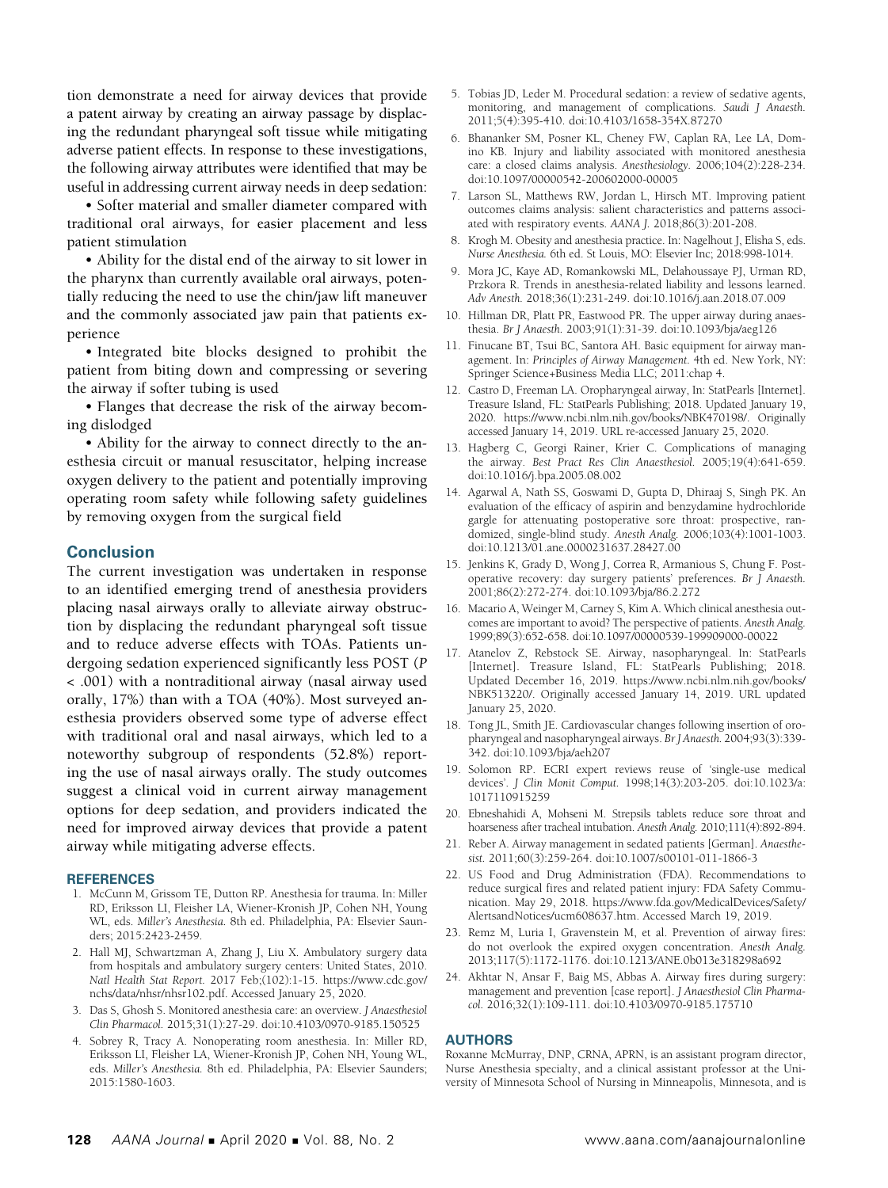tion demonstrate a need for airway devices that provide a patent airway by creating an airway passage by displacing the redundant pharyngeal soft tissue while mitigating adverse patient effects. In response to these investigations, the following airway attributes were identified that may be useful in addressing current airway needs in deep sedation:

- Softer material and smaller diameter compared with traditional oral airways, for easier placement and less patient stimulation
- Ability for the distal end of the airway to sit lower in the pharynx than currently available oral airways, potentially reducing the need to use the chin/jaw lift maneuver and the commonly associated jaw pain that patients experience
- Integrated bite blocks designed to prohibit the patient from biting down and compressing or severing the airway if softer tubing is used
- Flanges that decrease the risk of the airway becoming dislodged
- Ability for the airway to connect directly to the anesthesia circuit or manual resuscitator, helping increase oxygen delivery to the patient and potentially improving operating room safety while following safety guidelines by removing oxygen from the surgical field

## Conclusion

The current investigation was undertaken in response to an identified emerging trend of anesthesia providers placing nasal airways orally to alleviate airway obstruction by displacing the redundant pharyngeal soft tissue and to reduce adverse effects with TOAs. Patients undergoing sedation experienced significantly less POST ($P < .001$) with a nontraditional airway (nasal airway used orally, 17%) than with a TOA (40%). Most surveyed anesthesia providers observed some type of adverse effect with traditional oral and nasal airways, which led to a noteworthy subgroup of respondents (52.8%) reporting the use of nasal airways orally. The study outcomes suggest a clinical void in current airway management options for deep sedation, and providers indicated the need for improved airway devices that provide a patent airway while mitigating adverse effects.

### REFERENCES

1. McCunn M, Grissom TE, Dutton RP. Anesthesia for trauma. In: Miller RD, Eriksson LI, Fleisher LA, Wiener-Kronish JP, Cohen NH, Young WL, eds. *Miller's Anesthesia.* 8th ed. Philadelphia, PA: Elsevier Saunders; 2015:2423-2459.
2. Hall MJ, Schwartzman A, Zhang J, Liu X. Ambulatory surgery data from hospitals and ambulatory surgery centers: United States, 2010. *Natl Health Stat Report.* 2017 Feb;(102):1-15. https://www.cdc.gov/nchs/data/nhsr/nhsr102.pdf. Accessed January 25, 2020.
3. Das S, Ghosh S. Monitored anesthesia care: an overview. *J Anaesthesiol Clin Pharmacol.* 2015;31(1):27-29. doi:10.4103/0970-9185.150525
4. Sobrey R, Tracy A. Nonoperating room anesthesia. In: Miller RD, Eriksson LI, Fleisher LA, Wiener-Kronish JP, Cohen NH, Young WL, eds. *Miller's Anesthesia.* 8th ed. Philadelphia, PA: Elsevier Saunders; 2015:1580-1603.
5. Tobias JD, Leder M. Procedural sedation: a review of sedative agents, monitoring, and management of complications. *Saudi J Anaesth.* 2011;5(4):395-410. doi:10.4103/1658-354X.87270
6. Bhananker SM, Posner KL, Cheney FW, Caplan RA, Lee LA, Domino KB. Injury and liability associated with monitored anesthesia care: a closed claims analysis. *Anesthesiology.* 2006;104(2):228-234. doi:10.1097/00000542-200602000-00005
7. Larson SL, Matthews RW, Jordan L, Hirsch MT. Improving patient outcomes claims analysis: salient characteristics and patterns associated with respiratory events. *AANA J.* 2018;86(3):201-208.
8. Krogh M. Obesity and anesthesia practice. In: Nagelhout J, Elisha S, eds. *Nurse Anesthesia.* 6th ed. St Louis, MO: Elsevier Inc; 2018:998-1014.
9. Mora JC, Kaye AD, Romankowski ML, Delahoussaye PJ, Urman RD, Przkora R. Trends in anesthesia-related liability and lessons learned. *Adv Anesth.* 2018;36(1):231-249. doi:10.1016/j.aan.2018.07.009
10. Hillman DR, Platt PR, Eastwood PR. The upper airway during anaesthesia. *Br J Anaesth.* 2003;91(1):31-39. doi:10.1093/bja/aeg126
11. Finucane BT, Tsui BC, Santora AH. Basic equipment for airway management. In: *Principles of Airway Management.* 4th ed. New York, NY: Springer Science+Business Media LLC; 2011:chap 4.
12. Castro D, Freeman LA. Oropharyngeal airway, In: StatPearls [Internet]. Treasure Island, FL: StatPearls Publishing; 2018. Updated January 19, 2020. https://www.ncbi.nlm.nih.gov/books/NBK470198/. Originally accessed January 14, 2019. URL re-accessed January 25, 2020.
13. Hagberg C, Georgi Rainer, Krier C. Complications of managing the airway. *Best Pract Res Clin Anaesthesiol.* 2005;19(4):641-659. doi:10.1016/j.bpa.2005.08.002
14. Agarwal A, Nath SS, Goswami D, Gupta D, Dhiraaj S, Singh PK. An evaluation of the efficacy of aspirin and benzydamine hydrochloride gargle for attenuating postoperative sore throat: prospective, randomized, single-blind study. *Anesth Analg.* 2006;103(4):1001-1003. doi:10.1213/01.ane.0000231637.28427.00
15. Jenkins K, Grady D, Wong J, Correa R, Armanious S, Chung F. Postoperative recovery: day surgery patients' preferences. *Br J Anaesth.* 2001;86(2):272-274. doi:10.1093/bja/86.2.272
16. Macario A, Weinger M, Carney S, Kim A. Which clinical anesthesia outcomes are important to avoid? The perspective of patients. *Anesth Analg.* 1999;89(3):652-658. doi:10.1097/00000539-199909000-00022
17. Atanelov Z, Rebstock SE. Airway, nasopharyngeal. In: StatPearls [Internet]. Treasure Island, FL: StatPearls Publishing; 2018. Updated December 16, 2019. https://www.ncbi.nlm.nih.gov/books/NBK513220/. Originally accessed January 14, 2019. URL updated January 25, 2020.
18. Tong JL, Smith JE. Cardiovascular changes following insertion of oropharyngeal and nasopharyngeal airways. *Br J Anaesth.* 2004;93(3):339-342. doi:10.1093/bja/aeh207
19. Solomon RP. ECRI expert reviews reuse of 'single-use medical devices'. *J Clin Monit Comput.* 1998;14(3):203-205. doi:10.1023/a:1017110915259
20. Ebneshahidi A, Mohseni M. Strepsils tablets reduce sore throat and hoarseness after tracheal intubation. *Anesth Analg.* 2010;111(4):892-894.
21. Reber A. Airway management in sedated patients [German]. *Anaesthesist.* 2011;60(3):259-264. doi:10.1007/s00101-011-1866-3
22. US Food and Drug Administration (FDA). Recommendations to reduce surgical fires and related patient injury: FDA Safety Communication. May 29, 2018. https://www.fda.gov/MedicalDevices/Safety/AlertsandNotices/ucm608637.htm. Accessed March 19, 2019.
23. Remz M, Luria I, Gravenstein M, et al. Prevention of airway fires: do not overlook the expired oxygen concentration. *Anesth Analg.* 2013;117(5):1172-1176. doi:10.1213/ANE.0b013e318298a692
24. Akhtar N, Ansar F, Baig MS, Abbas A. Airway fires during surgery: management and prevention [case report]. *J Anaesthesiol Clin Pharmacol.* 2016;32(1):109-111. doi:10.4103/0970-9185.175710

### AUTHORS

Roxanne McMurray, DNP, CRNA, APRN, is an assistant program director, Nurse Anesthesia specialty, and a clinical assistant professor at the University of Minnesota School of Nursing in Minneapolis, Minnesota, and is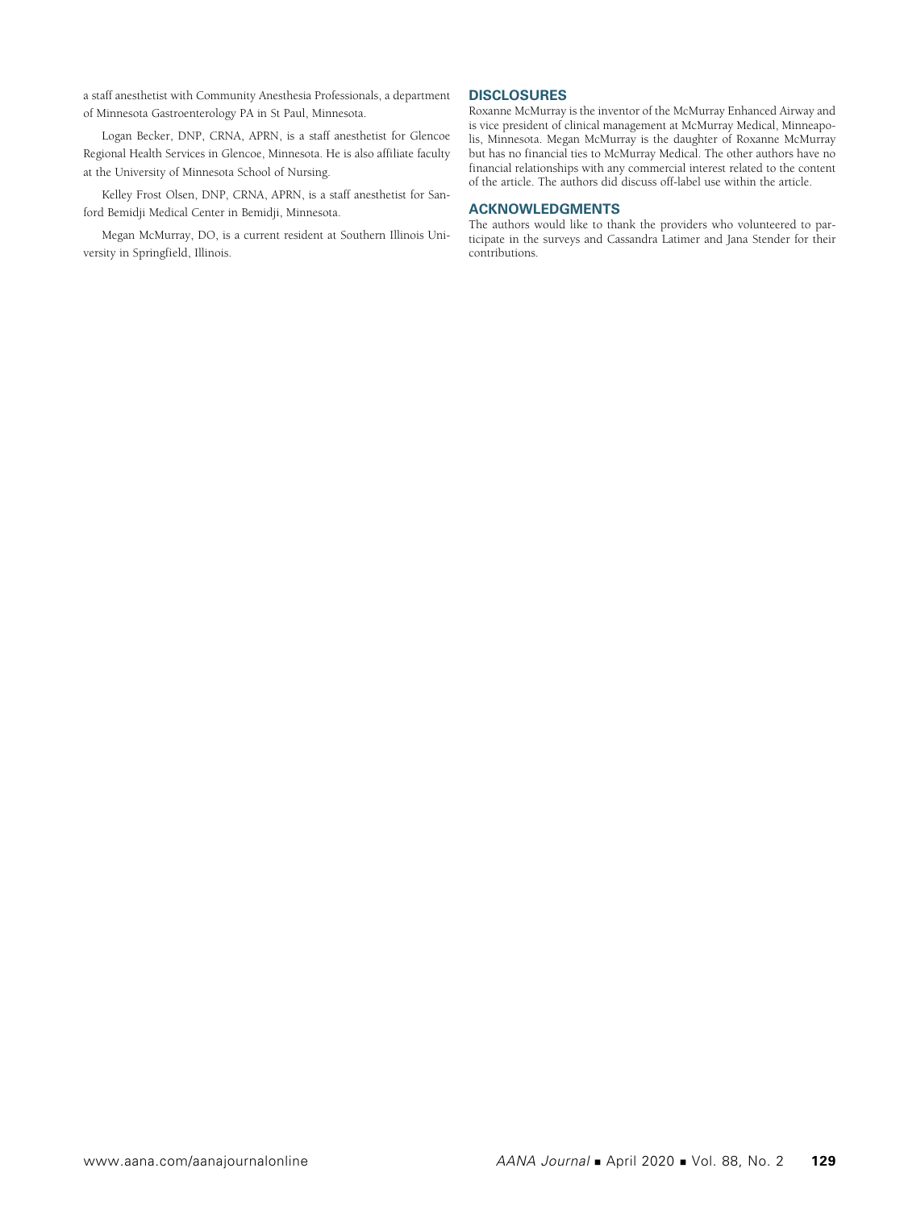a staff anesthetist with Community Anesthesia Professionals, a department of Minnesota Gastroenterology PA in St Paul, Minnesota.

Logan Becker, DNP, CRNA, APRN, is a staff anesthetist for Glencoe Regional Health Services in Glencoe, Minnesota. He is also affiliate faculty at the University of Minnesota School of Nursing.

Kelley Frost Olsen, DNP, CRNA, APRN, is a staff anesthetist for Sanford Bemidji Medical Center in Bemidji, Minnesota.

Megan McMurray, DO, is a current resident at Southern Illinois University in Springfield, Illinois.

## DISCLOSURES

Roxanne McMurray is the inventor of the McMurray Enhanced Airway and is vice president of clinical management at McMurray Medical, Minneapolis, Minnesota. Megan McMurray is the daughter of Roxanne McMurray but has no financial ties to McMurray Medical. The other authors have no financial relationships with any commercial interest related to the content of the article. The authors did discuss off-label use within the article.

## ACKNOWLEDGMENTS

The authors would like to thank the providers who volunteered to participate in the surveys and Cassandra Latimer and Jana Stender for their contributions.